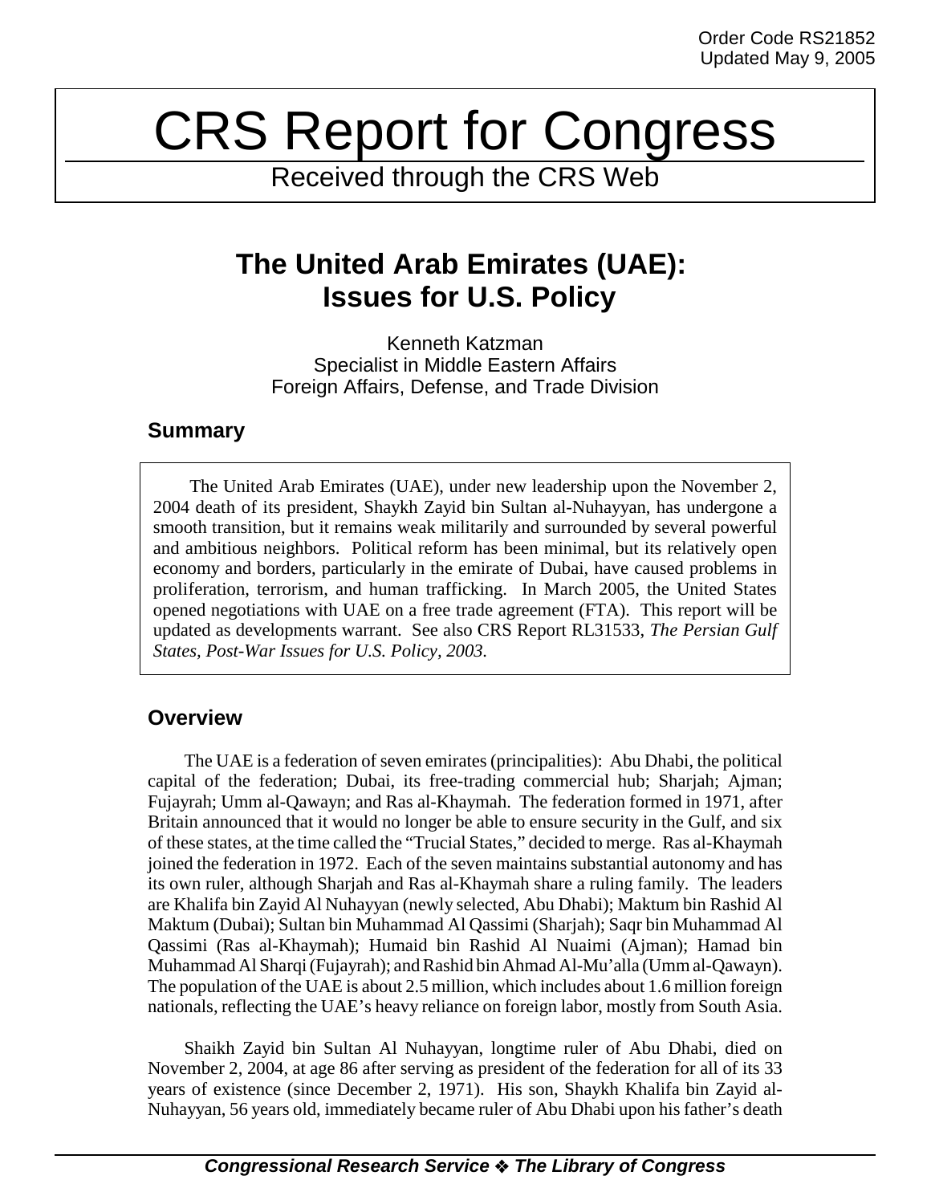Order Code RS21852
Updated May 9, 2005

# CRS Report for Congress

Received through the CRS Web

# The United Arab Emirates (UAE): Issues for U.S. Policy

Kenneth Katzman
Specialist in Middle Eastern Affairs
Foreign Affairs, Defense, and Trade Division

## Summary

The United Arab Emirates (UAE), under new leadership upon the November 2, 2004 death of its president, Shaykh Zayid bin Sultan al-Nuhayyan, has undergone a smooth transition, but it remains weak militarily and surrounded by several powerful and ambitious neighbors. Political reform has been minimal, but its relatively open economy and borders, particularly in the emirate of Dubai, have caused problems in proliferation, terrorism, and human trafficking. In March 2005, the United States opened negotiations with UAE on a free trade agreement (FTA). This report will be updated as developments warrant. See also CRS Report RL31533, *The Persian Gulf States, Post-War Issues for U.S. Policy, 2003.*

## Overview

The UAE is a federation of seven emirates (principalities): Abu Dhabi, the political capital of the federation; Dubai, its free-trading commercial hub; Sharjah; Ajman; Fujayrah; Umm al-Qawayn; and Ras al-Khaymah. The federation formed in 1971, after Britain announced that it would no longer be able to ensure security in the Gulf, and six of these states, at the time called the "Trucial States," decided to merge. Ras al-Khaymah joined the federation in 1972. Each of the seven maintains substantial autonomy and has its own ruler, although Sharjah and Ras al-Khaymah share a ruling family. The leaders are Khalifa bin Zayid Al Nuhayyan (newly selected, Abu Dhabi); Maktum bin Rashid Al Maktum (Dubai); Sultan bin Muhammad Al Qassimi (Sharjah); Saqr bin Muhammad Al Qassimi (Ras al-Khaymah); Humaid bin Rashid Al Nuaimi (Ajman); Hamad bin Muhammad Al Sharqi (Fujayrah); and Rashid bin Ahmad Al-Mu'alla (Umm al-Qawayn). The population of the UAE is about 2.5 million, which includes about 1.6 million foreign nationals, reflecting the UAE's heavy reliance on foreign labor, mostly from South Asia.

Shaikh Zayid bin Sultan Al Nuhayyan, longtime ruler of Abu Dhabi, died on November 2, 2004, at age 86 after serving as president of the federation for all of its 33 years of existence (since December 2, 1971). His son, Shaykh Khalifa bin Zayid al-Nuhayyan, 56 years old, immediately became ruler of Abu Dhabi upon his father's death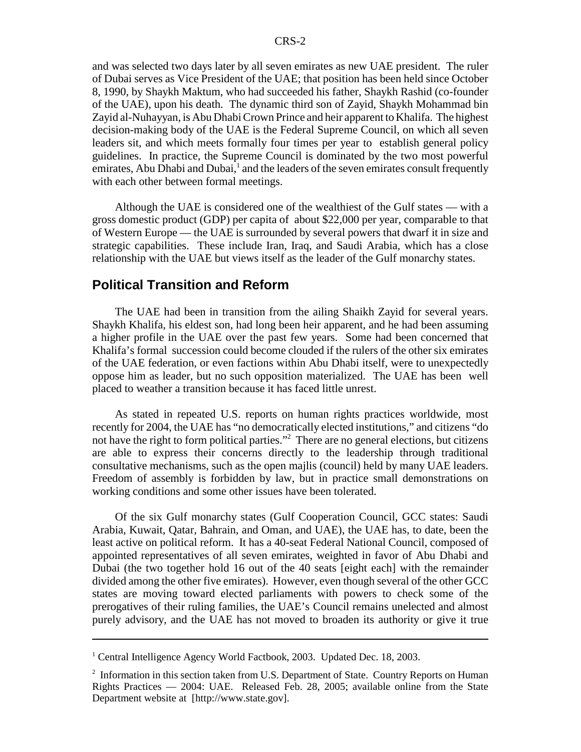and was selected two days later by all seven emirates as new UAE president. The ruler of Dubai serves as Vice President of the UAE; that position has been held since October 8, 1990, by Shaykh Maktum, who had succeeded his father, Shaykh Rashid (co-founder of the UAE), upon his death. The dynamic third son of Zayid, Shaykh Mohammad bin Zayid al-Nuhayyan, is Abu Dhabi Crown Prince and heir apparent to Khalifa. The highest decision-making body of the UAE is the Federal Supreme Council, on which all seven leaders sit, and which meets formally four times per year to establish general policy guidelines. In practice, the Supreme Council is dominated by the two most powerful emirates, Abu Dhabi and Dubai,[1] and the leaders of the seven emirates consult frequently with each other between formal meetings.

Although the UAE is considered one of the wealthiest of the Gulf states — with a gross domestic product (GDP) per capita of about \$22,000 per year, comparable to that of Western Europe — the UAE is surrounded by several powers that dwarf it in size and strategic capabilities. These include Iran, Iraq, and Saudi Arabia, which has a close relationship with the UAE but views itself as the leader of the Gulf monarchy states.

## Political Transition and Reform

The UAE had been in transition from the ailing Shaikh Zayid for several years. Shaykh Khalifa, his eldest son, had long been heir apparent, and he had been assuming a higher profile in the UAE over the past few years. Some had been concerned that Khalifa's formal succession could become clouded if the rulers of the other six emirates of the UAE federation, or even factions within Abu Dhabi itself, were to unexpectedly oppose him as leader, but no such opposition materialized. The UAE has been well placed to weather a transition because it has faced little unrest.

As stated in repeated U.S. reports on human rights practices worldwide, most recently for 2004, the UAE has "no democratically elected institutions," and citizens "do not have the right to form political parties."[2] There are no general elections, but citizens are able to express their concerns directly to the leadership through traditional consultative mechanisms, such as the open majlis (council) held by many UAE leaders. Freedom of assembly is forbidden by law, but in practice small demonstrations on working conditions and some other issues have been tolerated.

Of the six Gulf monarchy states (Gulf Cooperation Council, GCC states: Saudi Arabia, Kuwait, Qatar, Bahrain, and Oman, and UAE), the UAE has, to date, been the least active on political reform. It has a 40-seat Federal National Council, composed of appointed representatives of all seven emirates, weighted in favor of Abu Dhabi and Dubai (the two together hold 16 out of the 40 seats [eight each] with the remainder divided among the other five emirates). However, even though several of the other GCC states are moving toward elected parliaments with powers to check some of the prerogatives of their ruling families, the UAE's Council remains unelected and almost purely advisory, and the UAE has not moved to broaden its authority or give it true

---

[1] Central Intelligence Agency World Factbook, 2003. Updated Dec. 18, 2003.

[2] Information in this section taken from U.S. Department of State. Country Reports on Human Rights Practices — 2004: UAE. Released Feb. 28, 2005; available online from the State Department website at [http://www.state.gov].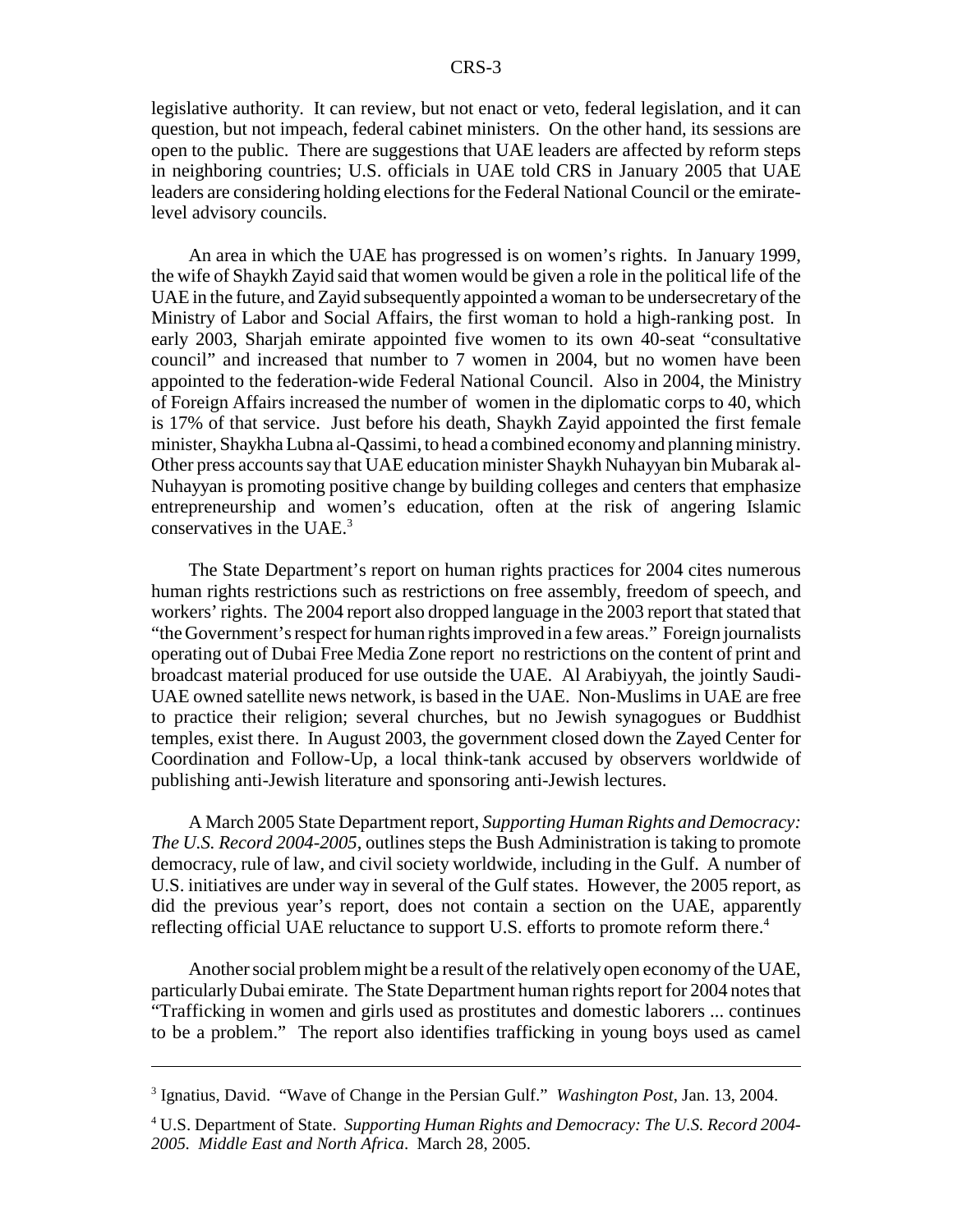legislative authority. It can review, but not enact or veto, federal legislation, and it can question, but not impeach, federal cabinet ministers. On the other hand, its sessions are open to the public. There are suggestions that UAE leaders are affected by reform steps in neighboring countries; U.S. officials in UAE told CRS in January 2005 that UAE leaders are considering holding elections for the Federal National Council or the emirate-level advisory councils.

An area in which the UAE has progressed is on women's rights. In January 1999, the wife of Shaykh Zayid said that women would be given a role in the political life of the UAE in the future, and Zayid subsequently appointed a woman to be undersecretary of the Ministry of Labor and Social Affairs, the first woman to hold a high-ranking post. In early 2003, Sharjah emirate appointed five women to its own 40-seat "consultative council" and increased that number to 7 women in 2004, but no women have been appointed to the federation-wide Federal National Council. Also in 2004, the Ministry of Foreign Affairs increased the number of women in the diplomatic corps to 40, which is 17% of that service. Just before his death, Shaykh Zayid appointed the first female minister, Shaykha Lubna al-Qassimi, to head a combined economy and planning ministry. Other press accounts say that UAE education minister Shaykh Nuhayyan bin Mubarak al-Nuhayyan is promoting positive change by building colleges and centers that emphasize entrepreneurship and women's education, often at the risk of angering Islamic conservatives in the UAE.[3]

The State Department's report on human rights practices for 2004 cites numerous human rights restrictions such as restrictions on free assembly, freedom of speech, and workers' rights. The 2004 report also dropped language in the 2003 report that stated that "the Government's respect for human rights improved in a few areas." Foreign journalists operating out of Dubai Free Media Zone report no restrictions on the content of print and broadcast material produced for use outside the UAE. Al Arabiyyah, the jointly Saudi-UAE owned satellite news network, is based in the UAE. Non-Muslims in UAE are free to practice their religion; several churches, but no Jewish synagogues or Buddhist temples, exist there. In August 2003, the government closed down the Zayed Center for Coordination and Follow-Up, a local think-tank accused by observers worldwide of publishing anti-Jewish literature and sponsoring anti-Jewish lectures.

A March 2005 State Department report, *Supporting Human Rights and Democracy: The U.S. Record 2004-2005*, outlines steps the Bush Administration is taking to promote democracy, rule of law, and civil society worldwide, including in the Gulf. A number of U.S. initiatives are under way in several of the Gulf states. However, the 2005 report, as did the previous year's report, does not contain a section on the UAE, apparently reflecting official UAE reluctance to support U.S. efforts to promote reform there.[4]

Another social problem might be a result of the relatively open economy of the UAE, particularly Dubai emirate. The State Department human rights report for 2004 notes that "Trafficking in women and girls used as prostitutes and domestic laborers ... continues to be a problem." The report also identifies trafficking in young boys used as camel

---

[3] Ignatius, David. "Wave of Change in the Persian Gulf." *Washington Post*, Jan. 13, 2004.

[4] U.S. Department of State. *Supporting Human Rights and Democracy: The U.S. Record 2004-2005. Middle East and North Africa*. March 28, 2005.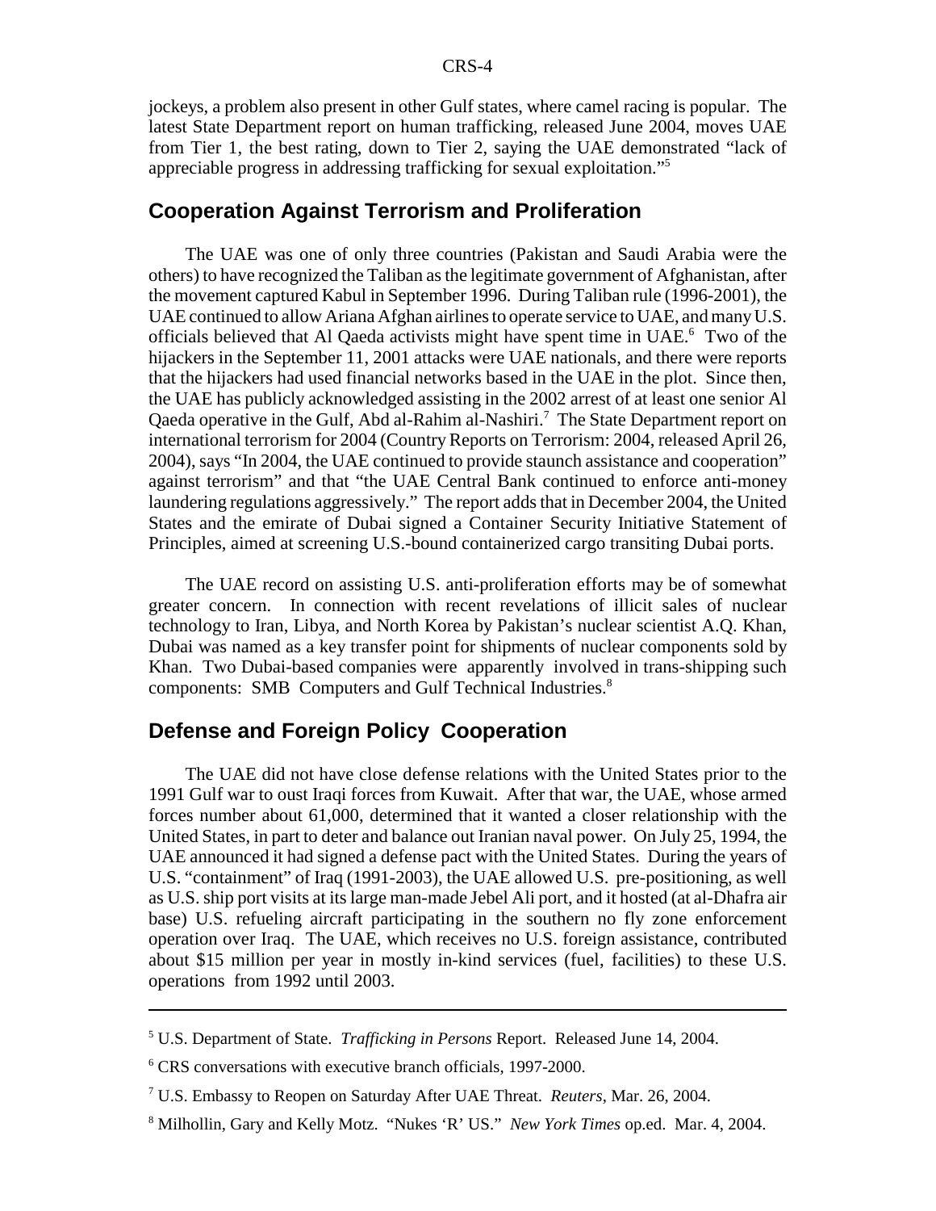jockeys, a problem also present in other Gulf states, where camel racing is popular. The latest State Department report on human trafficking, released June 2004, moves UAE from Tier 1, the best rating, down to Tier 2, saying the UAE demonstrated "lack of appreciable progress in addressing trafficking for sexual exploitation."[5]

## Cooperation Against Terrorism and Proliferation

The UAE was one of only three countries (Pakistan and Saudi Arabia were the others) to have recognized the Taliban as the legitimate government of Afghanistan, after the movement captured Kabul in September 1996. During Taliban rule (1996-2001), the UAE continued to allow Ariana Afghan airlines to operate service to UAE, and many U.S. officials believed that Al Qaeda activists might have spent time in UAE.[6] Two of the hijackers in the September 11, 2001 attacks were UAE nationals, and there were reports that the hijackers had used financial networks based in the UAE in the plot. Since then, the UAE has publicly acknowledged assisting in the 2002 arrest of at least one senior Al Qaeda operative in the Gulf, Abd al-Rahim al-Nashiri.[7] The State Department report on international terrorism for 2004 (Country Reports on Terrorism: 2004, released April 26, 2004), says "In 2004, the UAE continued to provide staunch assistance and cooperation" against terrorism" and that "the UAE Central Bank continued to enforce anti-money laundering regulations aggressively." The report adds that in December 2004, the United States and the emirate of Dubai signed a Container Security Initiative Statement of Principles, aimed at screening U.S.-bound containerized cargo transiting Dubai ports.

The UAE record on assisting U.S. anti-proliferation efforts may be of somewhat greater concern. In connection with recent revelations of illicit sales of nuclear technology to Iran, Libya, and North Korea by Pakistan's nuclear scientist A.Q. Khan, Dubai was named as a key transfer point for shipments of nuclear components sold by Khan. Two Dubai-based companies were apparently involved in trans-shipping such components: SMB Computers and Gulf Technical Industries.[8]

## Defense and Foreign Policy Cooperation

The UAE did not have close defense relations with the United States prior to the 1991 Gulf war to oust Iraqi forces from Kuwait. After that war, the UAE, whose armed forces number about 61,000, determined that it wanted a closer relationship with the United States, in part to deter and balance out Iranian naval power. On July 25, 1994, the UAE announced it had signed a defense pact with the United States. During the years of U.S. "containment" of Iraq (1991-2003), the UAE allowed U.S. pre-positioning, as well as U.S. ship port visits at its large man-made Jebel Ali port, and it hosted (at al-Dhafra air base) U.S. refueling aircraft participating in the southern no fly zone enforcement operation over Iraq. The UAE, which receives no U.S. foreign assistance, contributed about $15 million per year in mostly in-kind services (fuel, facilities) to these U.S. operations from 1992 until 2003.

---

[5] U.S. Department of State. *Trafficking in Persons* Report. Released June 14, 2004.

[6] CRS conversations with executive branch officials, 1997-2000.

[7] U.S. Embassy to Reopen on Saturday After UAE Threat. *Reuters*, Mar. 26, 2004.

[8] Milhollin, Gary and Kelly Motz. "Nukes 'R' US." *New York Times* op.ed. Mar. 4, 2004.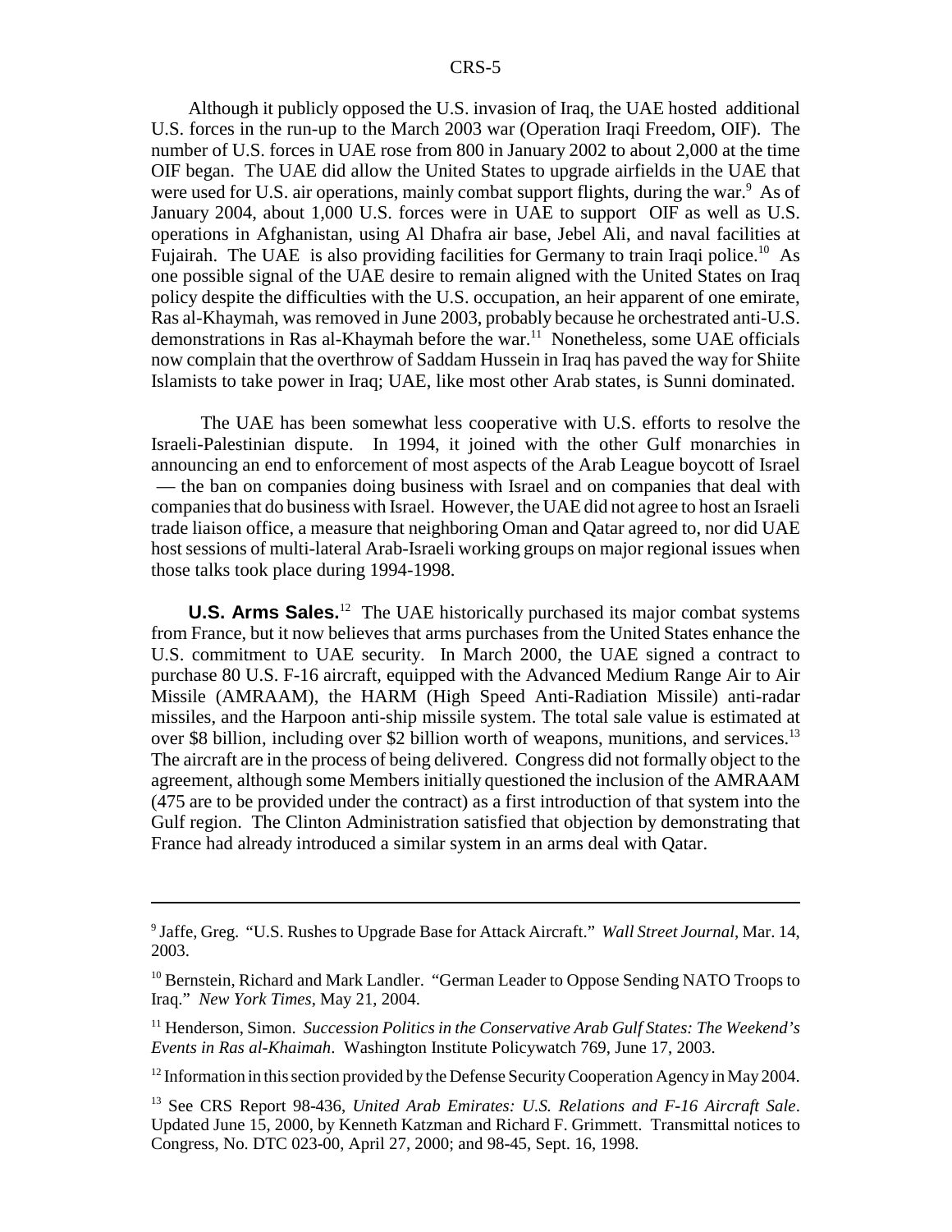Although it publicly opposed the U.S. invasion of Iraq, the UAE hosted additional U.S. forces in the run-up to the March 2003 war (Operation Iraqi Freedom, OIF). The number of U.S. forces in UAE rose from 800 in January 2002 to about 2,000 at the time OIF began. The UAE did allow the United States to upgrade airfields in the UAE that were used for U.S. air operations, mainly combat support flights, during the war.[9] As of January 2004, about 1,000 U.S. forces were in UAE to support OIF as well as U.S. operations in Afghanistan, using Al Dhafra air base, Jebel Ali, and naval facilities at Fujairah. The UAE is also providing facilities for Germany to train Iraqi police.[10] As one possible signal of the UAE desire to remain aligned with the United States on Iraq policy despite the difficulties with the U.S. occupation, an heir apparent of one emirate, Ras al-Khaymah, was removed in June 2003, probably because he orchestrated anti-U.S. demonstrations in Ras al-Khaymah before the war.[11] Nonetheless, some UAE officials now complain that the overthrow of Saddam Hussein in Iraq has paved the way for Shiite Islamists to take power in Iraq; UAE, like most other Arab states, is Sunni dominated.

The UAE has been somewhat less cooperative with U.S. efforts to resolve the Israeli-Palestinian dispute. In 1994, it joined with the other Gulf monarchies in announcing an end to enforcement of most aspects of the Arab League boycott of Israel — the ban on companies doing business with Israel and on companies that deal with companies that do business with Israel. However, the UAE did not agree to host an Israeli trade liaison office, a measure that neighboring Oman and Qatar agreed to, nor did UAE host sessions of multi-lateral Arab-Israeli working groups on major regional issues when those talks took place during 1994-1998.

**U.S. Arms Sales.**[12] The UAE historically purchased its major combat systems from France, but it now believes that arms purchases from the United States enhance the U.S. commitment to UAE security. In March 2000, the UAE signed a contract to purchase 80 U.S. F-16 aircraft, equipped with the Advanced Medium Range Air to Air Missile (AMRAAM), the HARM (High Speed Anti-Radiation Missile) anti-radar missiles, and the Harpoon anti-ship missile system. The total sale value is estimated at over $8 billion, including over $2 billion worth of weapons, munitions, and services.[13] The aircraft are in the process of being delivered. Congress did not formally object to the agreement, although some Members initially questioned the inclusion of the AMRAAM (475 are to be provided under the contract) as a first introduction of that system into the Gulf region. The Clinton Administration satisfied that objection by demonstrating that France had already introduced a similar system in an arms deal with Qatar.

---

[9] Jaffe, Greg. "U.S. Rushes to Upgrade Base for Attack Aircraft." *Wall Street Journal*, Mar. 14, 2003.

[10] Bernstein, Richard and Mark Landler. "German Leader to Oppose Sending NATO Troops to Iraq." *New York Times*, May 21, 2004.

[11] Henderson, Simon. *Succession Politics in the Conservative Arab Gulf States: The Weekend's Events in Ras al-Khaimah*. Washington Institute Policywatch 769, June 17, 2003.

[12] Information in this section provided by the Defense Security Cooperation Agency in May 2004.

[13] See CRS Report 98-436, *United Arab Emirates: U.S. Relations and F-16 Aircraft Sale*. Updated June 15, 2000, by Kenneth Katzman and Richard F. Grimmett. Transmittal notices to Congress, No. DTC 023-00, April 27, 2000; and 98-45, Sept. 16, 1998.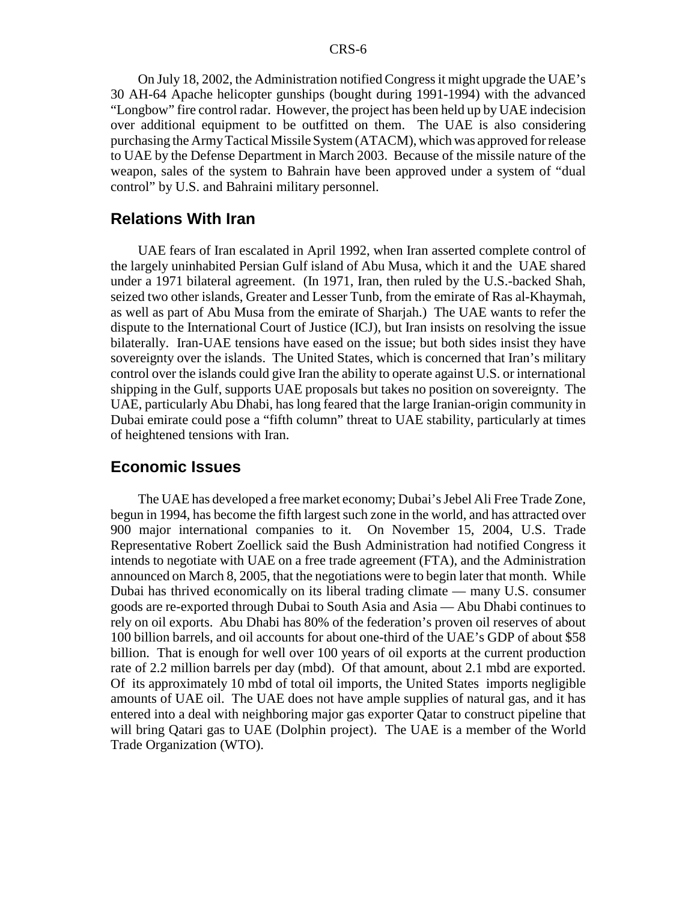On July 18, 2002, the Administration notified Congress it might upgrade the UAE's 30 AH-64 Apache helicopter gunships (bought during 1991-1994) with the advanced "Longbow" fire control radar. However, the project has been held up by UAE indecision over additional equipment to be outfitted on them. The UAE is also considering purchasing the Army Tactical Missile System (ATACM), which was approved for release to UAE by the Defense Department in March 2003. Because of the missile nature of the weapon, sales of the system to Bahrain have been approved under a system of "dual control" by U.S. and Bahraini military personnel.

## Relations With Iran

UAE fears of Iran escalated in April 1992, when Iran asserted complete control of the largely uninhabited Persian Gulf island of Abu Musa, which it and the UAE shared under a 1971 bilateral agreement. (In 1971, Iran, then ruled by the U.S.-backed Shah, seized two other islands, Greater and Lesser Tunb, from the emirate of Ras al-Khaymah, as well as part of Abu Musa from the emirate of Sharjah.) The UAE wants to refer the dispute to the International Court of Justice (ICJ), but Iran insists on resolving the issue bilaterally. Iran-UAE tensions have eased on the issue; but both sides insist they have sovereignty over the islands. The United States, which is concerned that Iran's military control over the islands could give Iran the ability to operate against U.S. or international shipping in the Gulf, supports UAE proposals but takes no position on sovereignty. The UAE, particularly Abu Dhabi, has long feared that the large Iranian-origin community in Dubai emirate could pose a "fifth column" threat to UAE stability, particularly at times of heightened tensions with Iran.

## Economic Issues

The UAE has developed a free market economy; Dubai's Jebel Ali Free Trade Zone, begun in 1994, has become the fifth largest such zone in the world, and has attracted over 900 major international companies to it. On November 15, 2004, U.S. Trade Representative Robert Zoellick said the Bush Administration had notified Congress it intends to negotiate with UAE on a free trade agreement (FTA), and the Administration announced on March 8, 2005, that the negotiations were to begin later that month. While Dubai has thrived economically on its liberal trading climate — many U.S. consumer goods are re-exported through Dubai to South Asia and Asia — Abu Dhabi continues to rely on oil exports. Abu Dhabi has 80% of the federation's proven oil reserves of about 100 billion barrels, and oil accounts for about one-third of the UAE's GDP of about $58 billion. That is enough for well over 100 years of oil exports at the current production rate of 2.2 million barrels per day (mbd). Of that amount, about 2.1 mbd are exported. Of its approximately 10 mbd of total oil imports, the United States imports negligible amounts of UAE oil. The UAE does not have ample supplies of natural gas, and it has entered into a deal with neighboring major gas exporter Qatar to construct pipeline that will bring Qatari gas to UAE (Dolphin project). The UAE is a member of the World Trade Organization (WTO).